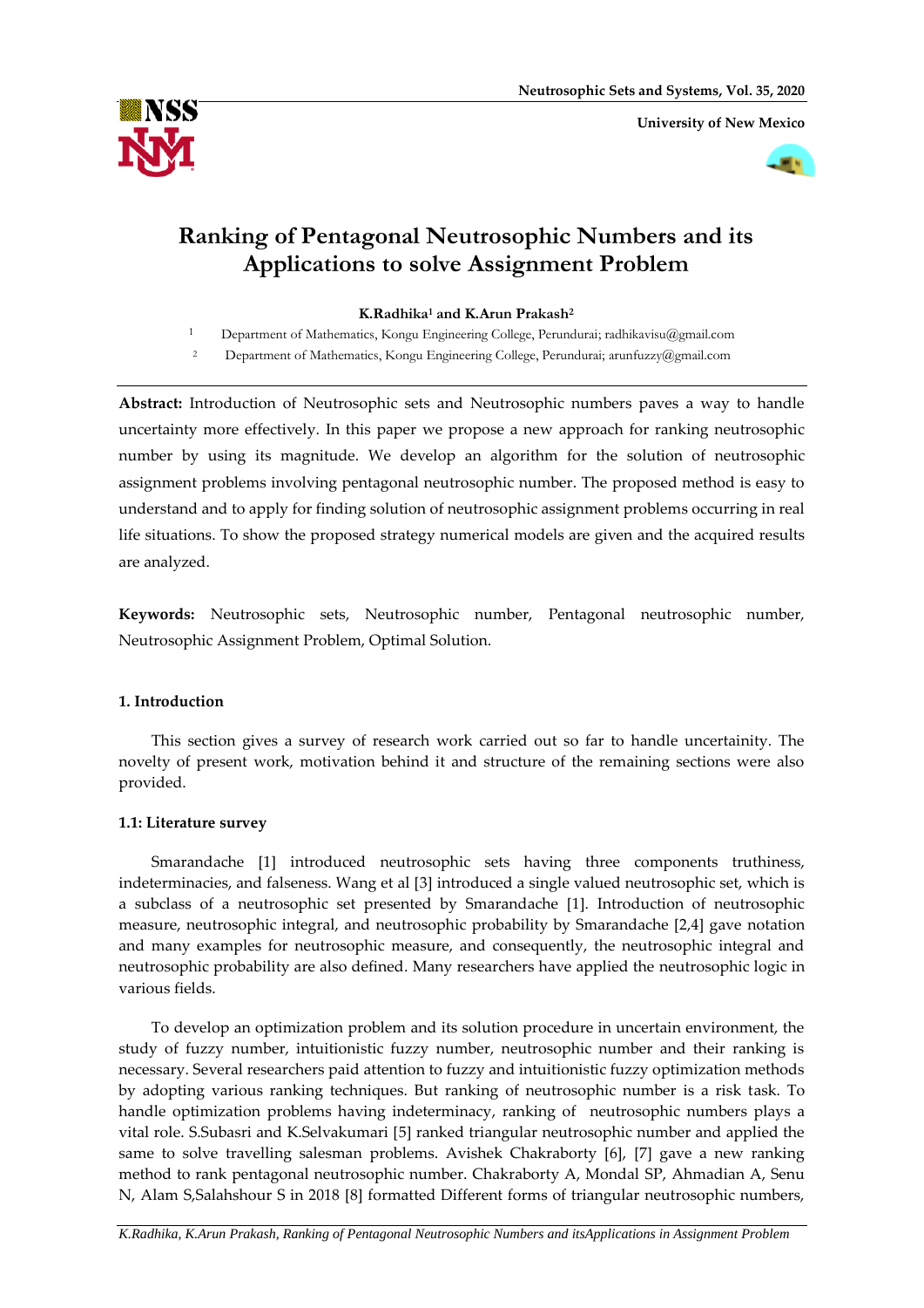# Ranking of Pentagonal Neutrosophic Numbers and its Applications to solve Assignment Problem

**K.Radhika[1] and K.Arun Prakash[2]**

[1] Department of Mathematics, Kongu Engineering College, Perundurai; radhikavisu@gmail.com

[2] Department of Mathematics, Kongu Engineering College, Perundurai; arunfuzzy@gmail.com

**Abstract:** Introduction of Neutrosophic sets and Neutrosophic numbers paves a way to handle uncertainty more effectively. In this paper we propose a new approach for ranking neutrosophic number by using its magnitude. We develop an algorithm for the solution of neutrosophic assignment problems involving pentagonal neutrosophic number. The proposed method is easy to understand and to apply for finding solution of neutrosophic assignment problems occurring in real life situations. To show the proposed strategy numerical models are given and the acquired results are analyzed.

**Keywords:** Neutrosophic sets, Neutrosophic number, Pentagonal neutrosophic number, Neutrosophic Assignment Problem, Optimal Solution.

## 1. Introduction

This section gives a survey of research work carried out so far to handle uncertainty. The novelty of present work, motivation behind it and structure of the remaining sections were also provided.

### 1.1: Literature survey

Smarandache [1] introduced neutrosophic sets having three components truthiness, indeterminacies, and falseness. Wang et al [3] introduced a single valued neutrosophic set, which is a subclass of a neutrosophic set presented by Smarandache [1]. Introduction of neutrosophic measure, neutrosophic integral, and neutrosophic probability by Smarandache [2,4] gave notation and many examples for neutrosophic measure, and consequently, the neutrosophic integral and neutrosophic probability are also defined. Many researchers have applied the neutrosophic logic in various fields.

To develop an optimization problem and its solution procedure in uncertain environment, the study of fuzzy number, intuitionistic fuzzy number, neutrosophic number and their ranking is necessary. Several researchers paid attention to fuzzy and intuitionistic fuzzy optimization methods by adopting various ranking techniques. But ranking of neutrosophic number is a risk task. To handle optimization problems having indeterminacy, ranking of neutrosophic numbers plays a vital role. S.Subasri and K.Selvakumari [5] ranked triangular neutrosophic number and applied the same to solve travelling salesman problems. Avishek Chakraborty [6], [7] gave a new ranking method to rank pentagonal neutrosophic number. Chakraborty A, Mondal SP, Ahmadian A, Senu N, Alam S,Salahshour S in 2018 [8] formatted Different forms of triangular neutrosophic numbers,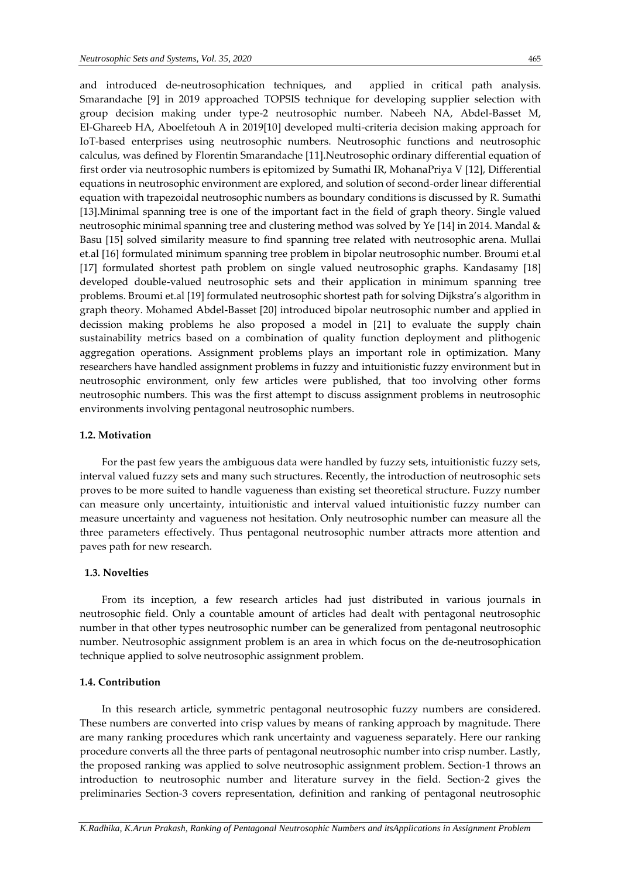and introduced de-neutrosophication techniques, and applied in critical path analysis. Smarandache [9] in 2019 approached TOPSIS technique for developing supplier selection with group decision making under type-2 neutrosophic number. Nabeeh NA, Abdel-Basset M, El-Ghareeb HA, Aboelfetouh A in 2019[10] developed multi-criteria decision making approach for IoT-based enterprises using neutrosophic numbers. Neutrosophic functions and neutrosophic calculus, was defined by Florentin Smarandache [11].Neutrosophic ordinary differential equation of first order via neutrosophic numbers is epitomized by Sumathi IR, MohanaPriya V [12], Differential equations in neutrosophic environment are explored, and solution of second-order linear differential equation with trapezoidal neutrosophic numbers as boundary conditions is discussed by R. Sumathi [13].Minimal spanning tree is one of the important fact in the field of graph theory. Single valued neutrosophic minimal spanning tree and clustering method was solved by Ye [14] in 2014. Mandal & Basu [15] solved similarity measure to find spanning tree related with neutrosophic arena. Mullai et.al [16] formulated minimum spanning tree problem in bipolar neutrosophic number. Broumi et.al [17] formulated shortest path problem on single valued neutrosophic graphs. Kandasamy [18] developed double-valued neutrosophic sets and their application in minimum spanning tree problems. Broumi et.al [19] formulated neutrosophic shortest path for solving Dijkstra's algorithm in graph theory. Mohamed Abdel-Basset [20] introduced bipolar neutrosophic number and applied in decission making problems he also proposed a model in [21] to evaluate the supply chain sustainability metrics based on a combination of quality function deployment and plithogenic aggregation operations. Assignment problems plays an important role in optimization. Many researchers have handled assignment problems in fuzzy and intuitionistic fuzzy environment but in neutrosophic environment, only few articles were published, that too involving other forms neutrosophic numbers. This was the first attempt to discuss assignment problems in neutrosophic environments involving pentagonal neutrosophic numbers.

### 1.2. Motivation

For the past few years the ambiguous data were handled by fuzzy sets, intuitionistic fuzzy sets, interval valued fuzzy sets and many such structures. Recently, the introduction of neutrosophic sets proves to be more suited to handle vagueness than existing set theoretical structure. Fuzzy number can measure only uncertainty, intuitionistic and interval valued intuitionistic fuzzy number can measure uncertainty and vagueness not hesitation. Only neutrosophic number can measure all the three parameters effectively. Thus pentagonal neutrosophic number attracts more attention and paves path for new research.

### 1.3. Novelties

From its inception, a few research articles had just distributed in various journals in neutrosophic field. Only a countable amount of articles had dealt with pentagonal neutrosophic number in that other types neutrosophic number can be generalized from pentagonal neutrosophic number. Neutrosophic assignment problem is an area in which focus on the de-neutrosophication technique applied to solve neutrosophic assignment problem.

### 1.4. Contribution

In this research article, symmetric pentagonal neutrosophic fuzzy numbers are considered. These numbers are converted into crisp values by means of ranking approach by magnitude. There are many ranking procedures which rank uncertainty and vagueness separately. Here our ranking procedure converts all the three parts of pentagonal neutrosophic number into crisp number. Lastly, the proposed ranking was applied to solve neutrosophic assignment problem. Section-1 throws an introduction to neutrosophic number and literature survey in the field. Section-2 gives the preliminaries Section-3 covers representation, definition and ranking of pentagonal neutrosophic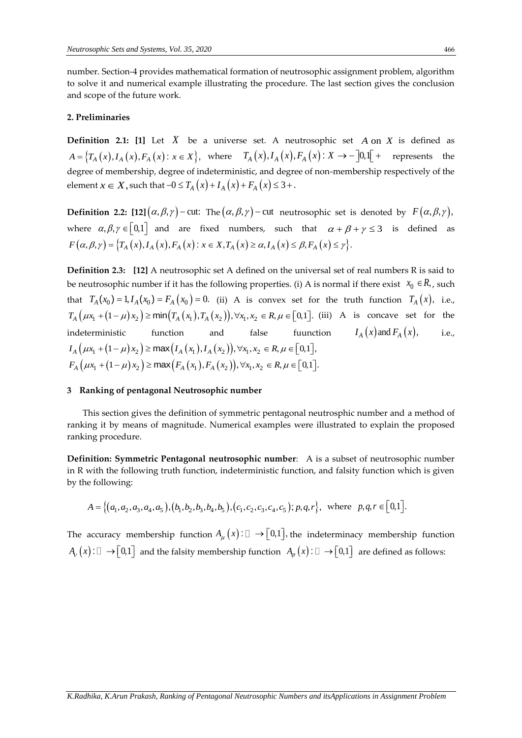number. Section-4 provides mathematical formation of neutrosophic assignment problem, algorithm to solve it and numerical example illustrating the procedure. The last section gives the conclusion and scope of the future work.

## 2. Preliminaries

**Definition 2.1: [1]** Let $X$ be a universe set. A neutrosophic set $A$ on $X$ is defined as $A = \{T_A(x), I_A(x), F_A(x) : x \in X\}$, where $T_A(x), I_A(x), F_A(x) : X \to -]0,1[+$ represents the degree of membership, degree of indeterministic, and degree of non-membership respectively of the element $x \in X$, such that $-0 \le T_A(x) + I_A(x) + F_A(x) \le 3+$.

**Definition 2.2: [12]** $(\alpha, \beta, \gamma)-$cut: The $(\alpha, \beta, \gamma)-$cut neutrosophic set is denoted by $F(\alpha, \beta, \gamma)$, where $\alpha, \beta, \gamma \in [0,1]$ and are fixed numbers, such that $\alpha + \beta + \gamma \le 3$ is defined as $F(\alpha, \beta, \gamma) = \{T_A(x), I_A(x), F_A(x) : x \in X, T_A(x) \ge \alpha, I_A(x) \le \beta, F_A(x) \le \gamma\}$.

**Definition 2.3: [12]** A neutrosophic set A defined on the universal set of real numbers R is said to be neutrosophic number if it has the following properties. (i) A is normal if there exist $x_0 \in R_1$, such that $T_A(x_0) = 1, I_A(x_0) = F_A(x_0) = 0$. (ii) A is convex set for the truth function $T_A(x)$, i.e., $T_A(\mu x_1 + (1-\mu)x_2) \ge \min(T_A(x_1), T_A(x_2)), \forall x_1, x_2 \in R, \mu \in [0,1]$. (iii) A is concave set for the indeterministic function and false fuunction $I_A(x)$ and $F_A(x)$, i.e., $I_A(\mu x_1 + (1-\mu)x_2) \ge \max(I_A(x_1), I_A(x_2)), \forall x_1, x_2 \in R, \mu \in [0,1]$, $F_A(\mu x_1 + (1-\mu)x_2) \ge \max(F_A(x_1), F_A(x_2)), \forall x_1, x_2 \in R, \mu \in [0,1]$.

## 3 Ranking of pentagonal Neutrosophic number

This section gives the definition of symmetric pentagonal neutrosphic number and a method of ranking it by means of magnitude. Numerical examples were illustrated to explain the proposed ranking procedure.

**Definition: Symmetric Pentagonal neutrosophic number**: A is a subset of neutrosophic number in R with the following truth function, indeterministic function, and falsity function which is given by the following:

$$A = \{(a_1, a_2, a_3, a_4, a_5), (b_1, b_2, b_3, b_4, b_5), (c_1, c_2, c_3, c_4, c_5); p, q, r\}, \text{ where } p, q, r \in [0,1].$$

The accuracy membership function $A_\mu(x) : \mathbb{R} \to [0,1]$, the indeterminacy membership function $A_\nu(x) : \mathbb{R} \to [0,1]$ and the falsity membership function $A_\varphi(x) : \mathbb{R} \to [0,1]$ are defined as follows: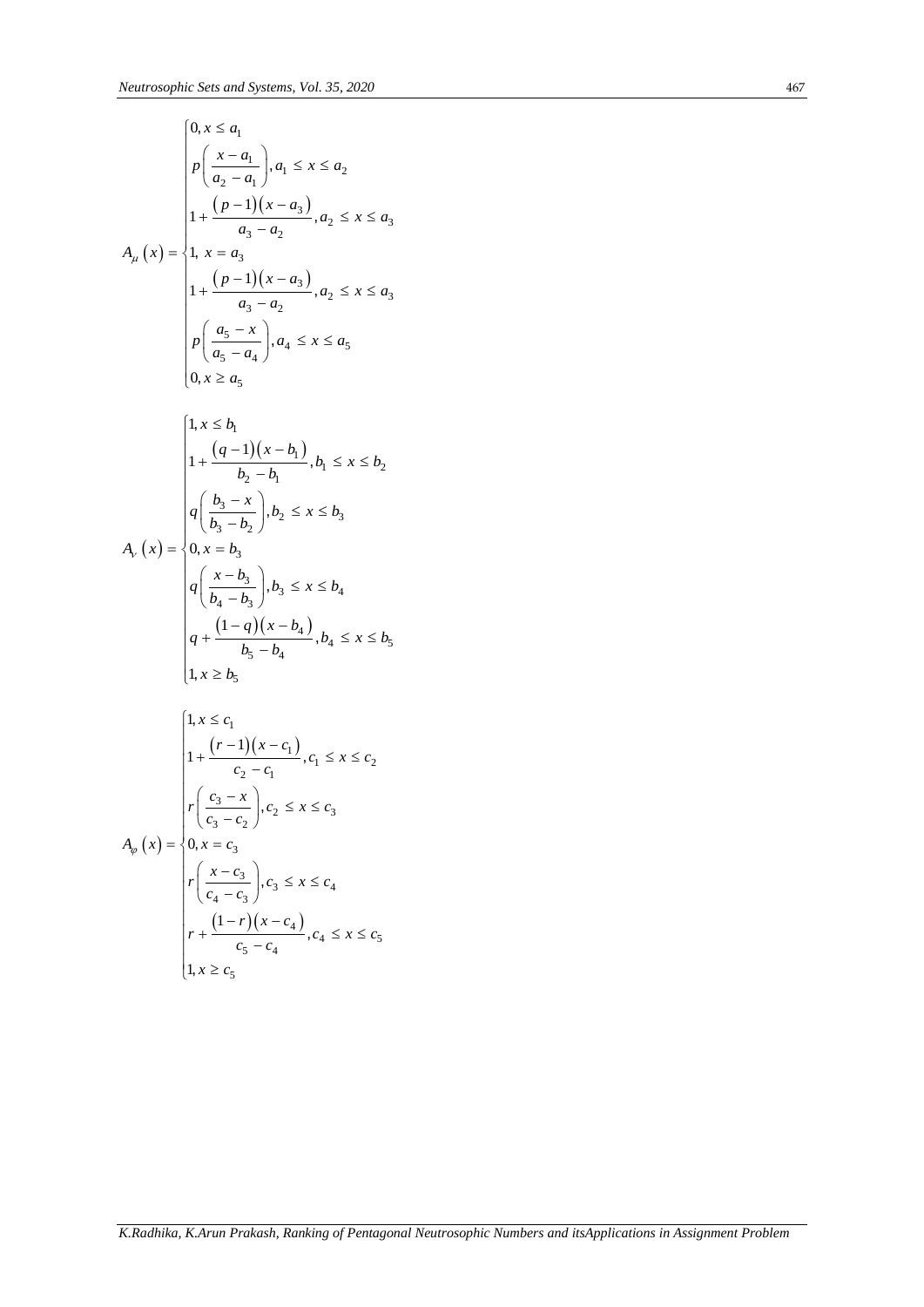$$
A_{\mu}(x)=\begin{cases}
0, x \le a_1 \\
p\left(\dfrac{x-a_1}{a_2-a_1}\right), a_1 \le x \le a_2 \\
1+\dfrac{(p-1)(x-a_3)}{a_3-a_2}, a_2 \le x \le a_3 \\
1,\ x=a_3 \\
1+\dfrac{(p-1)(x-a_3)}{a_3-a_2}, a_2 \le x \le a_3 \\
p\left(\dfrac{a_5-x}{a_5-a_4}\right), a_4 \le x \le a_5 \\
0, x \ge a_5
\end{cases}
$$

$$
A_{\nu}(x)=\begin{cases}
1, x \le b_1 \\
1+\dfrac{(q-1)(x-b_1)}{b_2-b_1}, b_1 \le x \le b_2 \\
q\left(\dfrac{b_3-x}{b_3-b_2}\right), b_2 \le x \le b_3 \\
0, x=b_3 \\
q\left(\dfrac{x-b_3}{b_4-b_3}\right), b_3 \le x \le b_4 \\
q+\dfrac{(1-q)(x-b_4)}{b_5-b_4}, b_4 \le x \le b_5 \\
1, x \ge b_5
\end{cases}
$$

$$
A_{\varphi}(x)=\begin{cases}
1, x \le c_1 \\
1+\dfrac{(r-1)(x-c_1)}{c_2-c_1}, c_1 \le x \le c_2 \\
r\left(\dfrac{c_3-x}{c_3-c_2}\right), c_2 \le x \le c_3 \\
0, x=c_3 \\
r\left(\dfrac{x-c_3}{c_4-c_3}\right), c_3 \le x \le c_4 \\
r+\dfrac{(1-r)(x-c_4)}{c_5-c_4}, c_4 \le x \le c_5 \\
1, x \ge c_5
\end{cases}
$$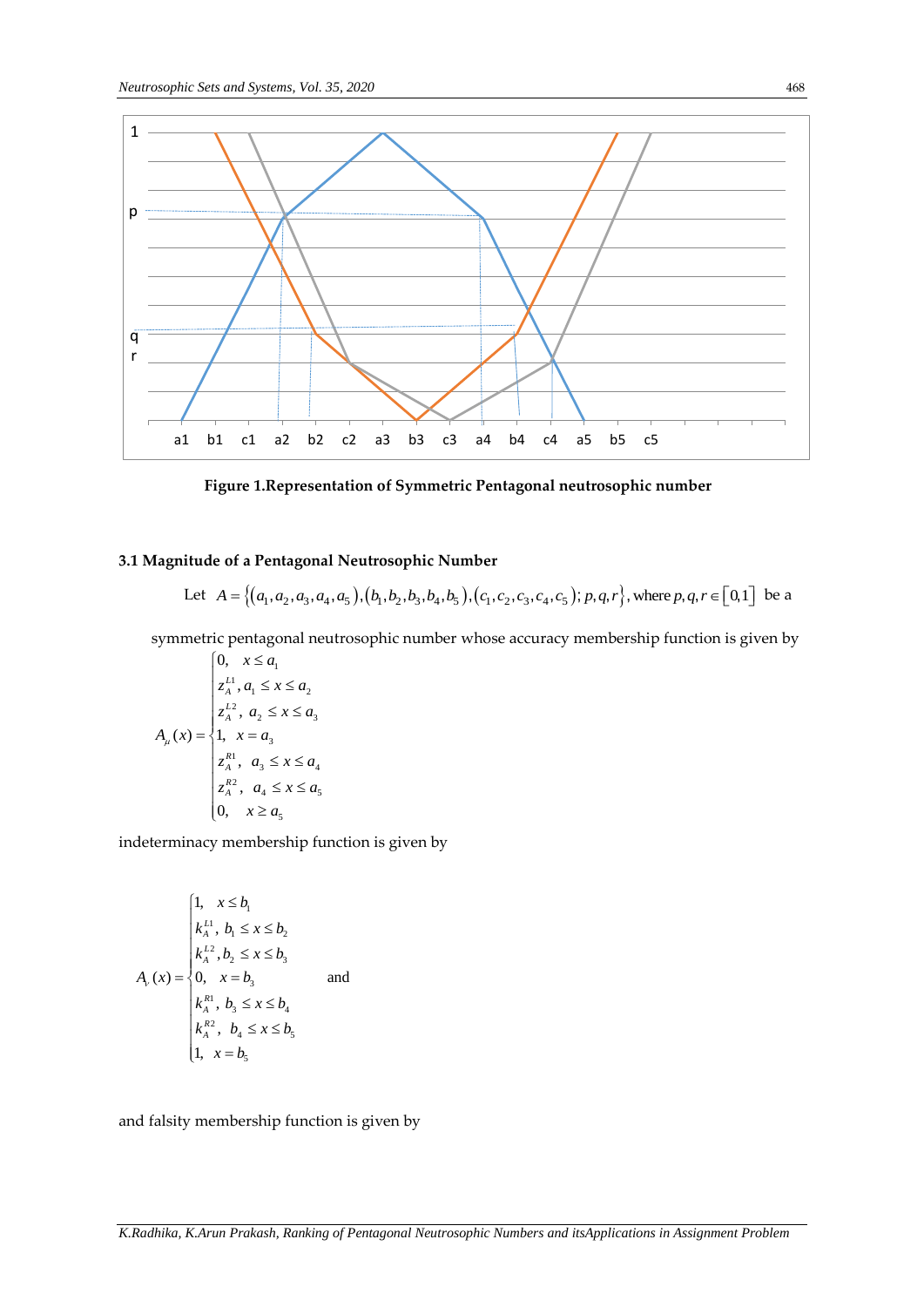Figure 1.Representation of Symmetric Pentagonal neutrosophic number

### 3.1 Magnitude of a Pentagonal Neutrosophic Number

Let $A = \{(a_1,a_2,a_3,a_4,a_5),(b_1,b_2,b_3,b_4,b_5),(c_1,c_2,c_3,c_4,c_5); p,q,r\}$, where $p,q,r \in [0,1]$ be a symmetric pentagonal neutrosophic number whose accuracy membership function is given by

$$A_\mu(x) = \begin{cases} 0, & x \le a_1 \\ z_A^{L1}, & a_1 \le x \le a_2 \\ z_A^{L2}, & a_2 \le x \le a_3 \\ 1, & x = a_3 \\ z_A^{R1}, & a_3 \le x \le a_4 \\ z_A^{R2}, & a_4 \le x \le a_5 \\ 0, & x \ge a_5 \end{cases}$$

indeterminacy membership function is given by

$$A_\nu(x) = \begin{cases} 1, & x \le b_1 \\ k_A^{L1}, & b_1 \le x \le b_2 \\ k_A^{L2}, & b_2 \le x \le b_3 \\ 0, & x = b_3 \\ k_A^{R1}, & b_3 \le x \le b_4 \\ k_A^{R2}, & b_4 \le x \le b_5 \\ 1, & x = b_5 \end{cases}$$ and

and falsity membership function is given by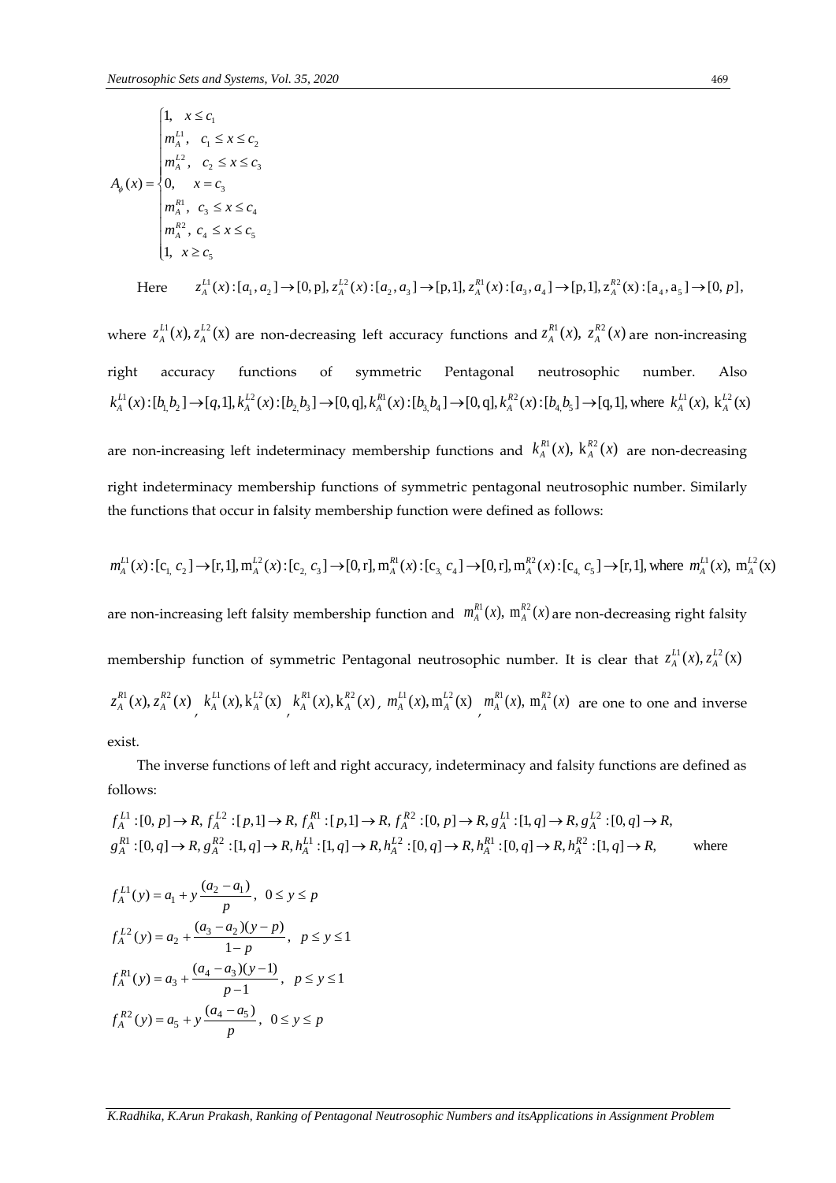$$A_{\wp}(x) = \begin{cases} 1, & x \le c_1 \\ m_A^{L1}, & c_1 \le x \le c_2 \\ m_A^{L2}, & c_2 \le x \le c_3 \\ 0, & x = c_3 \\ m_A^{R1}, & c_3 \le x \le c_4 \\ m_A^{R2}, & c_4 \le x \le c_5 \\ 1, & x \ge c_5 \end{cases}$$

Here $z_A^{L1}(x):[a_1, a_2] \to [0, p], z_A^{L2}(x):[a_2, a_3] \to [p, 1], z_A^{R1}(x):[a_3, a_4] \to [p, 1], z_A^{R2}(x):[a_4, a_5] \to [0, p]$,

where $z_A^{L1}(x), z_A^{L2}(x)$ are non-decreasing left accuracy functions and $z_A^{R1}(x), z_A^{R2}(x)$ are non-increasing right accuracy functions of symmetric Pentagonal neutrosophic number. Also $k_A^{L1}(x):[b_1, b_2] \to [q, 1], k_A^{L2}(x):[b_2, b_3] \to [0, q], k_A^{R1}(x):[b_3, b_4] \to [0, q], k_A^{R2}(x):[b_4, b_5] \to [q, 1]$, where $k_A^{L1}(x), k_A^{L2}(x)$ are non-increasing left indeterminacy membership functions and $k_A^{R1}(x), k_A^{R2}(x)$ are non-decreasing right indeterminacy membership functions of symmetric pentagonal neutrosophic number. Similarly the functions that occur in falsity membership function were defined as follows:

$m_A^{L1}(x):[c_1, c_2] \to [r, 1], m_A^{L2}(x):[c_2, c_3] \to [0, r], m_A^{R1}(x):[c_3, c_4] \to [0, r], m_A^{R2}(x):[c_4, c_5] \to [r, 1]$, where $m_A^{L1}(x), m_A^{L2}(x)$ are non-increasing left falsity membership function and $m_A^{R1}(x), m_A^{R2}(x)$ are non-decreasing right falsity membership function of symmetric Pentagonal neutrosophic number. It is clear that $z_A^{L1}(x), z_A^{L2}(x)$ $z_A^{R1}(x), z_A^{R2}(x)$, $k_A^{L1}(x), k_A^{L2}(x)$, $k_A^{R1}(x), k_A^{R2}(x)$, $m_A^{L1}(x), m_A^{L2}(x)$, $m_A^{R1}(x), m_A^{R2}(x)$ are one to one and inverse exist.

The inverse functions of left and right accuracy, indeterminacy and falsity functions are defined as follows:

$f_A^{L1}:[0, p] \to R, f_A^{L2}:[p, 1] \to R, f_A^{R1}:[p, 1] \to R, f_A^{R2}:[0, p] \to R, g_A^{L1}:[1, q] \to R, g_A^{L2}:[0, q] \to R,$
$g_A^{R1}:[0, q] \to R, g_A^{R2}:[1, q] \to R, h_A^{L1}:[1, q] \to R, h_A^{L2}:[0, q] \to R, h_A^{R1}:[0, q] \to R, h_A^{R2}:[1, q] \to R,$ where

$$f_A^{L1}(y) = a_1 + y\frac{(a_2 - a_1)}{p}, \quad 0 \le y \le p$$

$$f_A^{L2}(y) = a_2 + \frac{(a_3 - a_2)(y - p)}{1 - p}, \quad p \le y \le 1$$

$$f_A^{R1}(y) = a_3 + \frac{(a_4 - a_3)(y - 1)}{p - 1}, \quad p \le y \le 1$$

$$f_A^{R2}(y) = a_5 + y\frac{(a_4 - a_5)}{p}, \quad 0 \le y \le p$$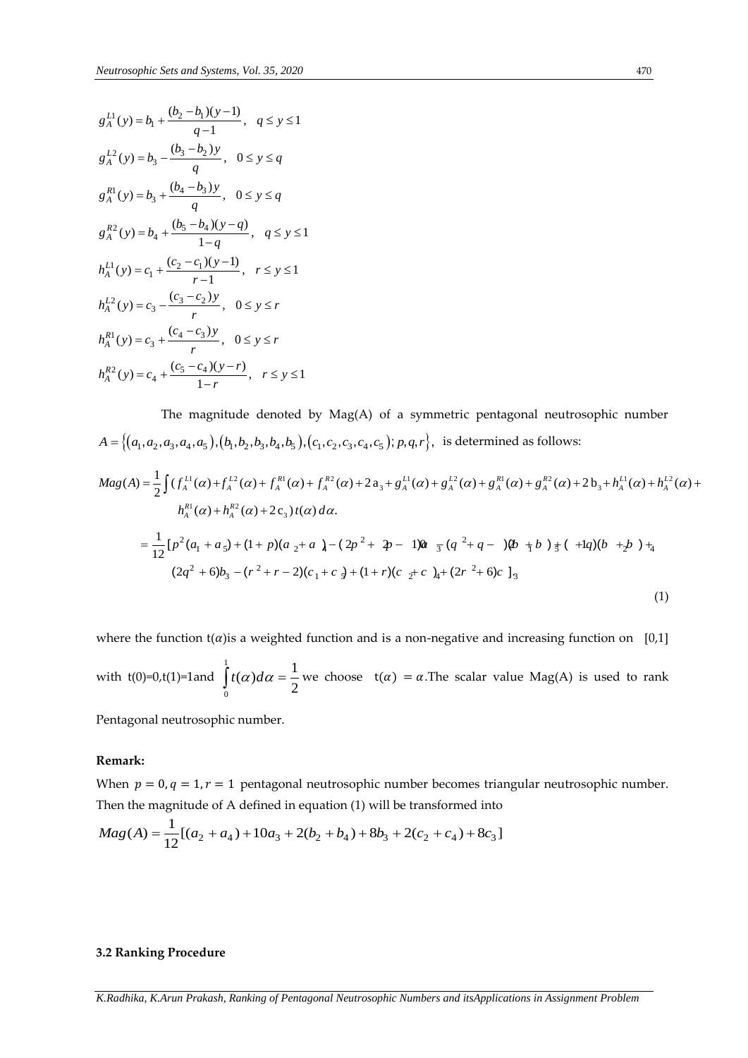$$g_A^{L1}(y) = b_1 + \frac{(b_2 - b_1)(y-1)}{q-1}, \quad q \le y \le 1$$

$$g_A^{L2}(y) = b_3 - \frac{(b_3 - b_2)y}{q}, \quad 0 \le y \le q$$

$$g_A^{R1}(y) = b_3 + \frac{(b_4 - b_3)y}{q}, \quad 0 \le y \le q$$

$$g_A^{R2}(y) = b_4 + \frac{(b_5 - b_4)(y-q)}{1-q}, \quad q \le y \le 1$$

$$h_A^{L1}(y) = c_1 + \frac{(c_2 - c_1)(y-1)}{r-1}, \quad r \le y \le 1$$

$$h_A^{L2}(y) = c_3 - \frac{(c_3 - c_2)y}{r}, \quad 0 \le y \le r$$

$$h_A^{R1}(y) = c_3 + \frac{(c_4 - c_3)y}{r}, \quad 0 \le y \le r$$

$$h_A^{R2}(y) = c_4 + \frac{(c_5 - c_4)(y-r)}{1-r}, \quad r \le y \le 1$$

The magnitude denoted by Mag(A) of a symmetric pentagonal neutrosophic number $A = \{(a_1, a_2, a_3, a_4, a_5), (b_1, b_2, b_3, b_4, b_5), (c_1, c_2, c_3, c_4, c_5); p, q, r\}$, is determined as follows:

$$Mag(A) = \frac{1}{2}\int ( f_A^{L1}(\alpha) + f_A^{L2}(\alpha) + f_A^{R1}(\alpha) + f_A^{R2}(\alpha) + 2a_3 + g_A^{L1}(\alpha) + g_A^{L2}(\alpha) + g_A^{R1}(\alpha) + g_A^{R2}(\alpha) + 2b_3 + h_A^{L1}(\alpha) + h_A^{L2}(\alpha) + h_A^{R1}(\alpha) + h_A^{R2}(\alpha) + 2c_3)\, t(\alpha)\, d\alpha.$$

$$= \frac{1}{12}[p^2(a_1 + a_5) + (1+p)(a_2 + a_4) - (2p^2 + 2p - 10)a_3 - (q^2 + q - 2)(b_1 + b_5) + (1+q)(b_2 + b_4) + (2q^2 + 6)b_3 - (r^2 + r - 2)(c_1 + c_5) + (1+r)(c_2 + c_4) + (2r^2 + 6)c_3] \tag{1}$$

where the function $t(\alpha)$ is a weighted function and is a non-negative and increasing function on [0,1] with $t(0)=0, t(1)=1$ and $\int_0^1 t(\alpha)d\alpha = \frac{1}{2}$ we choose $t(\alpha) = \alpha$. The scalar value Mag(A) is used to rank Pentagonal neutrosophic number.

**Remark:**

When $p = 0, q = 1, r = 1$ pentagonal neutrosophic number becomes triangular neutrosophic number. Then the magnitude of A defined in equation (1) will be transformed into

$$Mag(A) = \frac{1}{12}[(a_2 + a_4) + 10a_3 + 2(b_2 + b_4) + 8b_3 + 2(c_2 + c_4) + 8c_3]$$

### 3.2 Ranking Procedure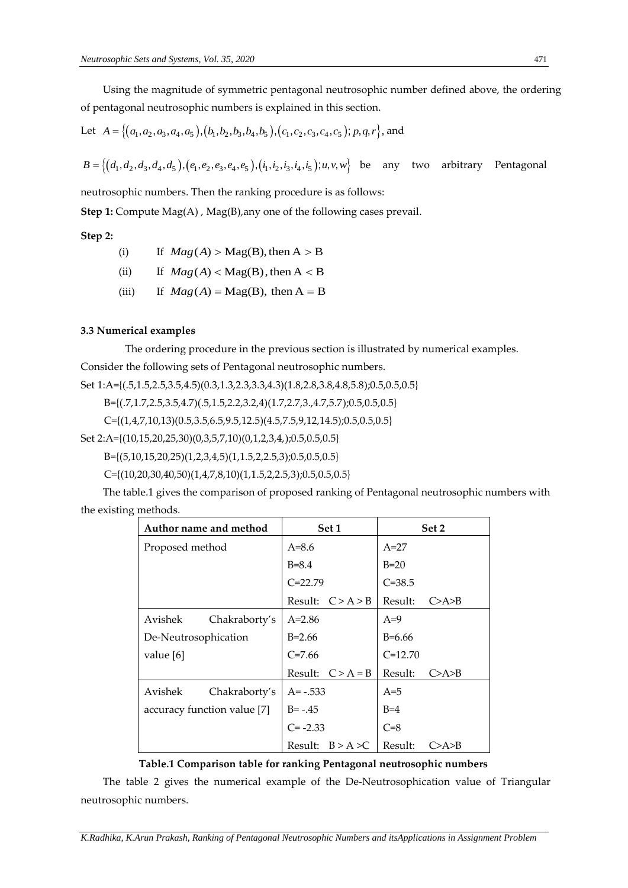Using the magnitude of symmetric pentagonal neutrosophic number defined above, the ordering of pentagonal neutrosophic numbers is explained in this section.

Let $A = \{(a_1, a_2, a_3, a_4, a_5), (b_1, b_2, b_3, b_4, b_5), (c_1, c_2, c_3, c_4, c_5); p, q, r\}$, and

$B = \{(d_1, d_2, d_3, d_4, d_5), (e_1, e_2, e_3, e_4, e_5), (i_1, i_2, i_3, i_4, i_5); u, v, w\}$ be any two arbitrary Pentagonal neutrosophic numbers. Then the ranking procedure is as follows:

**Step 1:** Compute Mag(A) , Mag(B),any one of the following cases prevail.

**Step 2:**

(i) If $Mag(A) > \text{Mag(B)}$, then $\text{A} > \text{B}$

(ii) If $Mag(A) < \text{Mag(B)}$, then $\text{A} < \text{B}$

(iii) If $Mag(A) = \text{Mag(B)}$, then $\text{A} = \text{B}$

### 3.3 Numerical examples

The ordering procedure in the previous section is illustrated by numerical examples. Consider the following sets of Pentagonal neutrosophic numbers.

Set 1:A={(.5,1.5,2.5,3.5,4.5)(0.3,1.3,2.3,3.3,4.3)(1.8,2.8,3.8,4.8,5.8);0.5,0.5,0.5}

B={(.7,1.7,2.5,3.5,4.7)(.5,1.5,2.2,3.2,4)(1.7,2.7,3.,4.7,5.7);0.5,0.5,0.5}

C={(1,4,7,10,13)(0.5,3.5,6.5,9.5,12.5)(4.5,7.5,9,12,14.5);0.5,0.5,0.5}

Set 2:A={(10,15,20,25,30)(0,3,5,7,10)(0,1,2,3,4,);0.5,0.5,0.5}

B={(5,10,15,20,25)(1,2,3,4,5)(1,1.5,2,2.5,3);0.5,0.5,0.5}

C={(10,20,30,40,50)(1,4,7,8,10)(1,1.5,2,2.5,3);0.5,0.5,0.5}

The table.1 gives the comparison of proposed ranking of Pentagonal neutrosophic numbers with the existing methods.

| Author name and method | Set 1 | Set 2 |
|---|---|---|
| Proposed method | A=8.6 | A=27 |
| | B=8.4 | B=20 |
| | C=22.79 | C=38.5 |
| | Result: $C > A > B$ | Result: C>A>B |
| Avishek Chakraborty's De-Neutrosophication value [6] | A=2.86 | A=9 |
| | B=2.66 | B=6.66 |
| | C=7.66 | C=12.70 |
| | Result: $C > A = B$ | Result: C>A>B |
| Avishek Chakraborty's accuracy function value [7] | A= -.533 | A=5 |
| | B= -.45 | B=4 |
| | C= -2.33 | C=8 |
| | Result: $B > A > C$ | Result: C>A>B |

**Table.1 Comparison table for ranking Pentagonal neutrosophic numbers**

The table 2 gives the numerical example of the De-Neutrosophication value of Triangular neutrosophic numbers.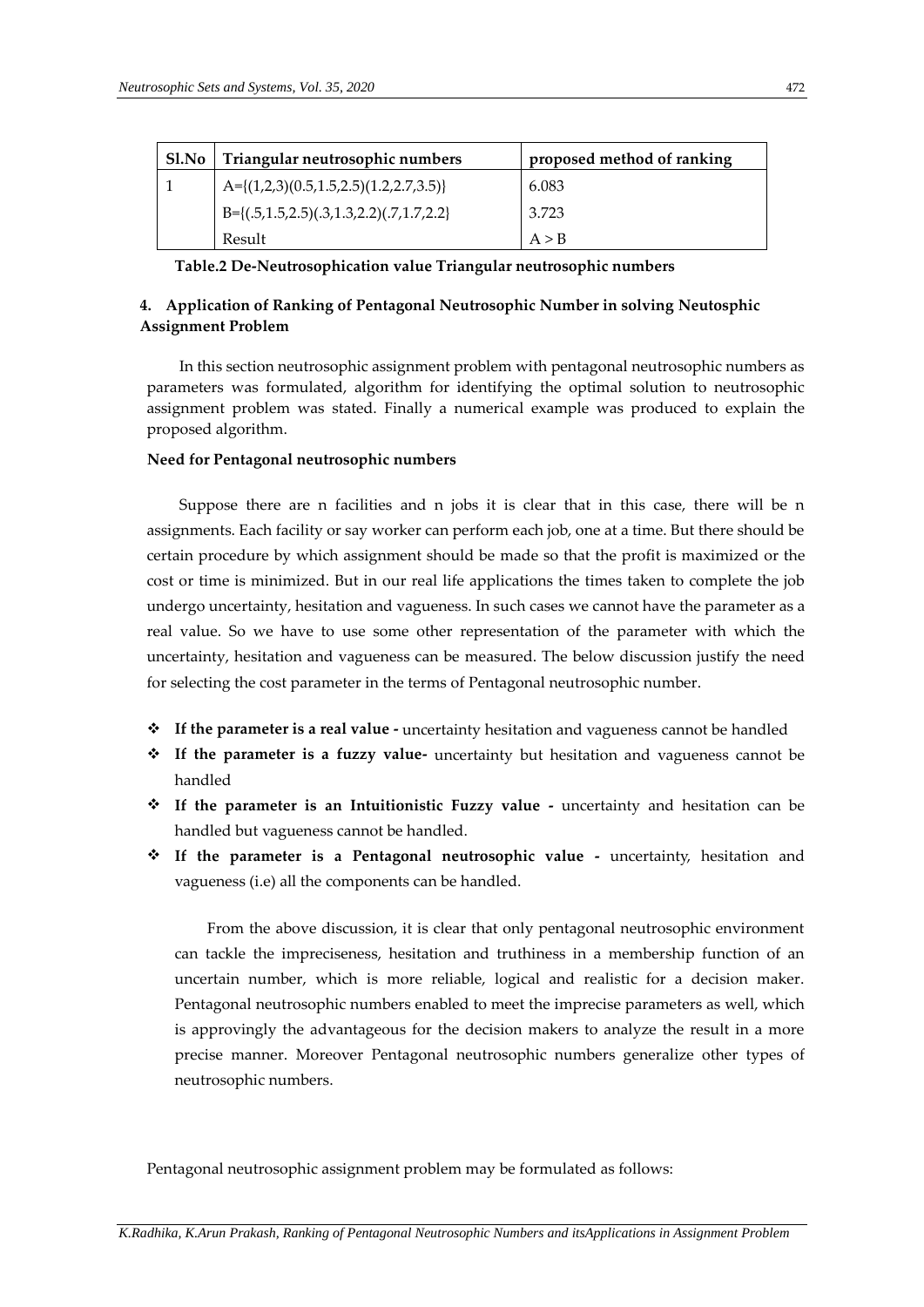| Sl.No | Triangular neutrosophic numbers | proposed method of ranking |
|---|---|---|
| 1 | A={(1,2,3)(0.5,1.5,2.5)(1.2,2.7,3.5)} | 6.083 |
|  | B={(.5,1.5,2.5)(.3,1.3,2.2)(.7,1.7,2.2} | 3.723 |
|  | Result | A > B |

**Table.2 De-Neutrosophication value Triangular neutrosophic numbers**

## 4. Application of Ranking of Pentagonal Neutrosophic Number in solving Neutosphic Assignment Problem

In this section neutrosophic assignment problem with pentagonal neutrosophic numbers as parameters was formulated, algorithm for identifying the optimal solution to neutrosophic assignment problem was stated. Finally a numerical example was produced to explain the proposed algorithm.

**Need for Pentagonal neutrosophic numbers**

Suppose there are n facilities and n jobs it is clear that in this case, there will be n assignments. Each facility or say worker can perform each job, one at a time. But there should be certain procedure by which assignment should be made so that the profit is maximized or the cost or time is minimized. But in our real life applications the times taken to complete the job undergo uncertainty, hesitation and vagueness. In such cases we cannot have the parameter as a real value. So we have to use some other representation of the parameter with which the uncertainty, hesitation and vagueness can be measured. The below discussion justify the need for selecting the cost parameter in the terms of Pentagonal neutrosophic number.

- **If the parameter is a real value -** uncertainty hesitation and vagueness cannot be handled
- **If the parameter is a fuzzy value-** uncertainty but hesitation and vagueness cannot be handled
- **If the parameter is an Intuitionistic Fuzzy value -** uncertainty and hesitation can be handled but vagueness cannot be handled.
- **If the parameter is a Pentagonal neutrosophic value -** uncertainty, hesitation and vagueness (i.e) all the components can be handled.

From the above discussion, it is clear that only pentagonal neutrosophic environment can tackle the impreciseness, hesitation and truthiness in a membership function of an uncertain number, which is more reliable, logical and realistic for a decision maker. Pentagonal neutrosophic numbers enabled to meet the imprecise parameters as well, which is approvingly the advantageous for the decision makers to analyze the result in a more precise manner. Moreover Pentagonal neutrosophic numbers generalize other types of neutrosophic numbers.

Pentagonal neutrosophic assignment problem may be formulated as follows: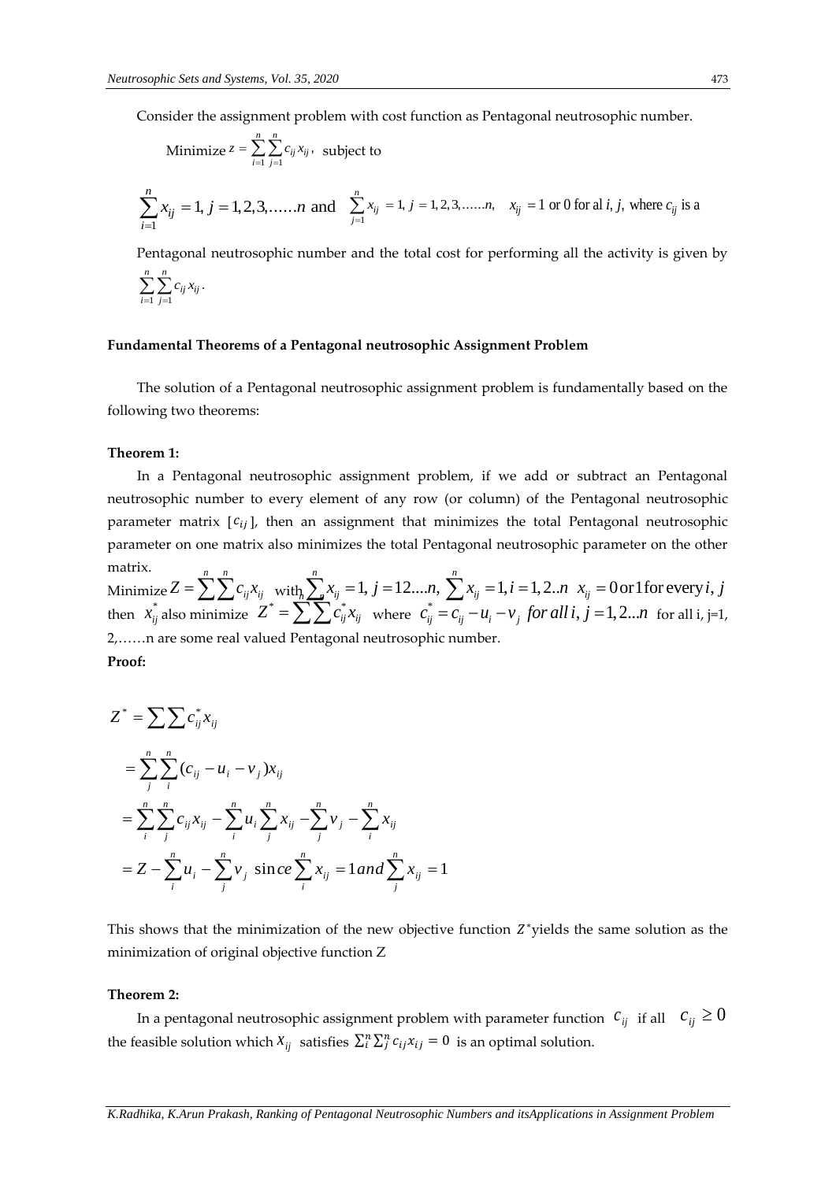Consider the assignment problem with cost function as Pentagonal neutrosophic number.

Minimize $z = \sum_{i=1}^{n}\sum_{j=1}^{n} c_{ij} x_{ij}$, subject to

$\sum_{i=1}^{n} x_{ij} = 1, j = 1,2,3,\ldots\ldots n$ and $\sum_{j=1}^{n} x_{ij} = 1, j = 1,2,3,\ldots\ldots n,\quad x_{ij} = 1$ or 0 for al $i, j$, where $c_{ij}$ is a

Pentagonal neutrosophic number and the total cost for performing all the activity is given by $\sum_{i=1}^{n}\sum_{j=1}^{n} c_{ij} x_{ij}$.

### Fundamental Theorems of a Pentagonal neutrosophic Assignment Problem

The solution of a Pentagonal neutrosophic assignment problem is fundamentally based on the following two theorems:

**Theorem 1:**

In a Pentagonal neutrosophic assignment problem, if we add or subtract an Pentagonal neutrosophic number to every element of any row (or column) of the Pentagonal neutrosophic parameter matrix $[c_{ij}]$, then an assignment that minimizes the total Pentagonal neutrosophic parameter on one matrix also minimizes the total Pentagonal neutrosophic parameter on the other matrix.

Minimize $Z = \sum^{n}\sum^{n} c_{ij} x_{ij}$ with $\sum^{n} x_{ij} = 1, j = 12\ldots.n, \sum^{n} x_{ij} = 1, i = 1,2..n \;\; x_{ij} = 0 \text{ or } 1 \text{ for every } i, j$ then $x_{ij}^{*}$ also minimize $Z^{*} = \sum\sum c_{ij}^{*} x_{ij}$ where $c_{ij}^{*} = c_{ij} - u_i - v_j$ *for all* $i, j = 1,2...n$ for all i, j=1, 2,……n are some real valued Pentagonal neutrosophic number.

**Proof:**

$$
\begin{aligned}
Z^{*} &= \sum\sum c_{ij}^{*} x_{ij} \\
&= \sum_{j}^{n}\sum_{i}^{n} (c_{ij} - u_i - v_j) x_{ij} \\
&= \sum_{i}^{n}\sum_{j}^{n} c_{ij} x_{ij} - \sum_{i}^{n} u_i \sum_{j}^{n} x_{ij} - \sum_{j}^{n} v_j - \sum_{i}^{n} x_{ij} \\
&= Z - \sum_{i}^{n} u_i - \sum_{j}^{n} v_j \;\; \text{since} \sum_{i}^{n} x_{ij} = 1 \; and \sum_{j}^{n} x_{ij} = 1
\end{aligned}
$$

This shows that the minimization of the new objective function $Z^{*}$ yields the same solution as the minimization of original objective function Z

**Theorem 2:**

In a pentagonal neutrosophic assignment problem with parameter function $c_{ij}$ if all $c_{ij} \geq 0$ the feasible solution which $x_{ij}$ satisfies $\sum_{i}^{n}\sum_{j}^{n} c_{ij} x_{ij} = 0$ is an optimal solution.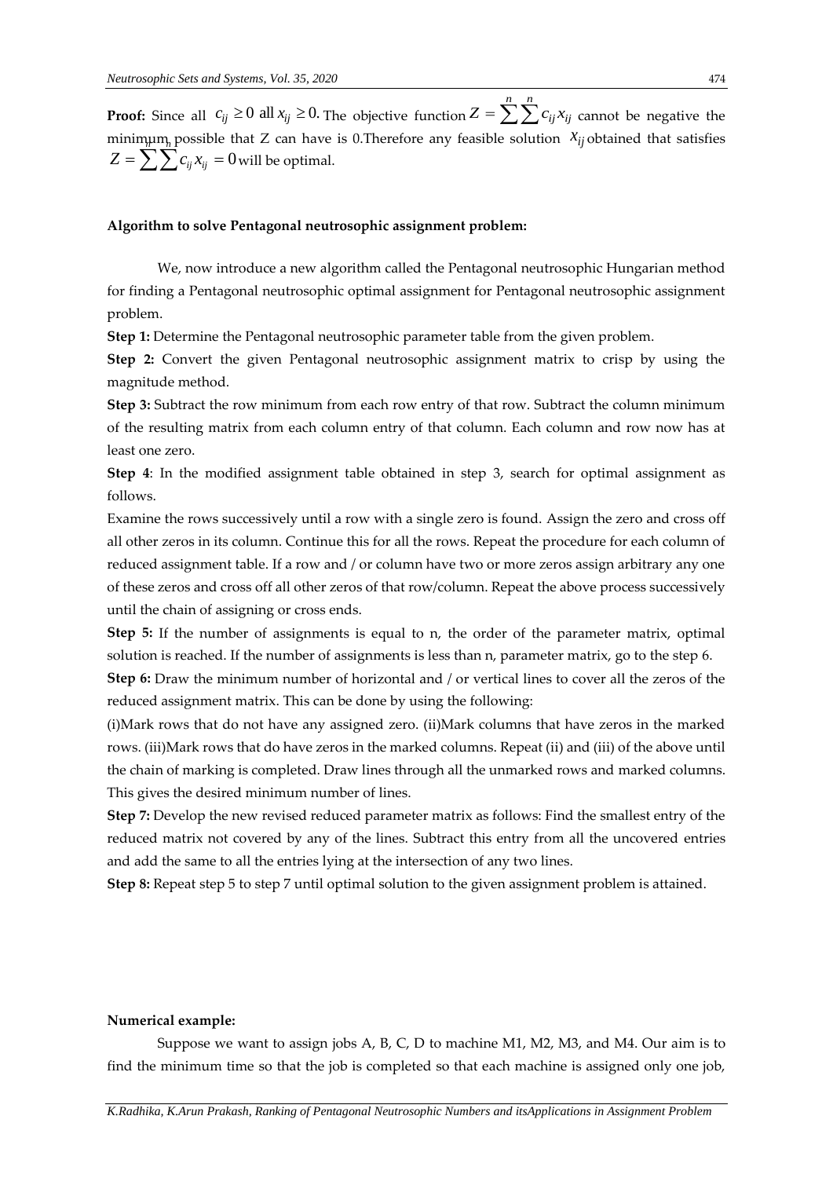**Proof:** Since all $c_{ij} \geq 0$ all $x_{ij} \geq 0$. The objective function $Z = \sum^{n}\sum^{n} c_{ij}x_{ij}$ cannot be negative the minimum possible that Z can have is 0.Therefore any feasible solution $x_{ij}$ obtained that satisfies $Z = \sum\sum c_{ij}x_{ij} = 0$ will be optimal.

**Algorithm to solve Pentagonal neutrosophic assignment problem:**

We, now introduce a new algorithm called the Pentagonal neutrosophic Hungarian method for finding a Pentagonal neutrosophic optimal assignment for Pentagonal neutrosophic assignment problem.

**Step 1:** Determine the Pentagonal neutrosophic parameter table from the given problem.

**Step 2:** Convert the given Pentagonal neutrosophic assignment matrix to crisp by using the magnitude method.

**Step 3:** Subtract the row minimum from each row entry of that row. Subtract the column minimum of the resulting matrix from each column entry of that column. Each column and row now has at least one zero.

**Step 4**: In the modified assignment table obtained in step 3, search for optimal assignment as follows.

Examine the rows successively until a row with a single zero is found. Assign the zero and cross off all other zeros in its column. Continue this for all the rows. Repeat the procedure for each column of reduced assignment table. If a row and / or column have two or more zeros assign arbitrary any one of these zeros and cross off all other zeros of that row/column. Repeat the above process successively until the chain of assigning or cross ends.

**Step 5:** If the number of assignments is equal to n, the order of the parameter matrix, optimal solution is reached. If the number of assignments is less than n, parameter matrix, go to the step 6.

**Step 6:** Draw the minimum number of horizontal and / or vertical lines to cover all the zeros of the reduced assignment matrix. This can be done by using the following:

(i)Mark rows that do not have any assigned zero. (ii)Mark columns that have zeros in the marked rows. (iii)Mark rows that do have zeros in the marked columns. Repeat (ii) and (iii) of the above until the chain of marking is completed. Draw lines through all the unmarked rows and marked columns. This gives the desired minimum number of lines.

**Step 7:** Develop the new revised reduced parameter matrix as follows: Find the smallest entry of the reduced matrix not covered by any of the lines. Subtract this entry from all the uncovered entries and add the same to all the entries lying at the intersection of any two lines.

**Step 8:** Repeat step 5 to step 7 until optimal solution to the given assignment problem is attained.

**Numerical example:**

Suppose we want to assign jobs A, B, C, D to machine M1, M2, M3, and M4. Our aim is to find the minimum time so that the job is completed so that each machine is assigned only one job,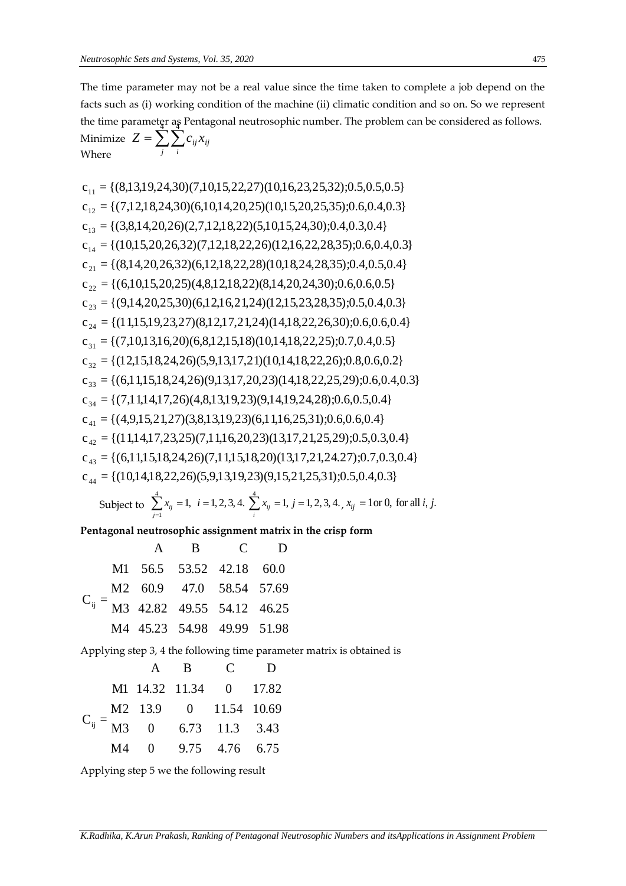The time parameter may not be a real value since the time taken to complete a job depend on the facts such as (i) working condition of the machine (ii) climatic condition and so on. So we represent the time parameter as Pentagonal neutrosophic number. The problem can be considered as follows.

Minimize $Z = \sum_{j}^{4} \sum_{i}^{4} c_{ij} x_{ij}$

Where

$$c_{11} = \{(8,13,19,24,30)(7,10,15,22,27)(10,16,23,25,32);0.5,0.5,0.5\}$$
$$c_{12} = \{(7,12,18,24,30)(6,10,14,20,25)(10,15,20,25,35);0.6,0.4,0.3\}$$
$$c_{13} = \{(3,8,14,20,26)(2,7,12,18,22)(5,10,15,24,30);0.4,0.3,0.4\}$$
$$c_{14} = \{(10,15,20,26,32)(7,12,18,22,26)(12,16,22,28,35);0.6,0.4,0.3\}$$
$$c_{21} = \{(8,14,20,26,32)(6,12,18,22,28)(10,18,24,28,35);0.4,0.5,0.4\}$$
$$c_{22} = \{(6,10,15,20,25)(4,8,12,18,22)(8,14,20,24,30);0.6,0.6,0.5\}$$
$$c_{23} = \{(9,14,20,25,30)(6,12,16,21,24)(12,15,23,28,35);0.5,0.4,0.3\}$$
$$c_{24} = \{(11,15,19,23,27)(8,12,17,21,24)(14,18,22,26,30);0.6,0.6,0.4\}$$
$$c_{31} = \{(7,10,13,16,20)(6,8,12,15,18)(10,14,18,22,25);0.7,0.4,0.5\}$$
$$c_{32} = \{(12,15,18,24,26)(5,9,13,17,21)(10,14,18,22,26);0.8,0.6,0.2\}$$
$$c_{33} = \{(6,11,15,18,24,26)(9,13,17,20,23)(14,18,22,25,29);0.6,0.4,0.3\}$$
$$c_{34} = \{(7,11,14,17,26)(4,8,13,19,23)(9,14,19,24,28);0.6,0.5,0.4\}$$
$$c_{41} = \{(4,9,15,21,27)(3,8,13,19,23)(6,11,16,25,31);0.6,0.6,0.4\}$$
$$c_{42} = \{(11,14,17,23,25)(7,11,16,20,23)(13,17,21,25,29);0.5,0.3,0.4\}$$
$$c_{43} = \{(6,11,15,18,24,26)(7,11,15,18,20)(13,17,21,24.27);0.7,0.3,0.4\}$$
$$c_{44} = \{(10,14,18,22,26)(5,9,13,19,23)(9,15,21,25,31);0.5,0.4,0.3\}$$

Subject to $\sum_{j=1}^{4} x_{ij} = 1, \; i = 1,2,3,4. \; \sum_{i}^{4} x_{ij} = 1, \; j = 1,2,3,4., \; x_{ij} = 1 \text{ or } 0, \text{ for all } i, j.$

**Pentagonal neutrosophic assignment matrix in the crisp form**

$C_{ij} =$

| | A | B | C | D |
|---|---|---|---|---|
| M1 | 56.5 | 53.52 | 42.18 | 60.0 |
| M2 | 60.9 | 47.0 | 58.54 | 57.69 |
| M3 | 42.82 | 49.55 | 54.12 | 46.25 |
| M4 | 45.23 | 54.98 | 49.99 | 51.98 |

Applying step 3, 4 the following time parameter matrix is obtained is

$C_{ij} =$

| | A | B | C | D |
|---|---|---|---|---|
| M1 | 14.32 | 11.34 | 0 | 17.82 |
| M2 | 13.9 | 0 | 11.54 | 10.69 |
| M3 | 0 | 6.73 | 11.3 | 3.43 |
| M4 | 0 | 9.75 | 4.76 | 6.75 |

Applying step 5 we the following result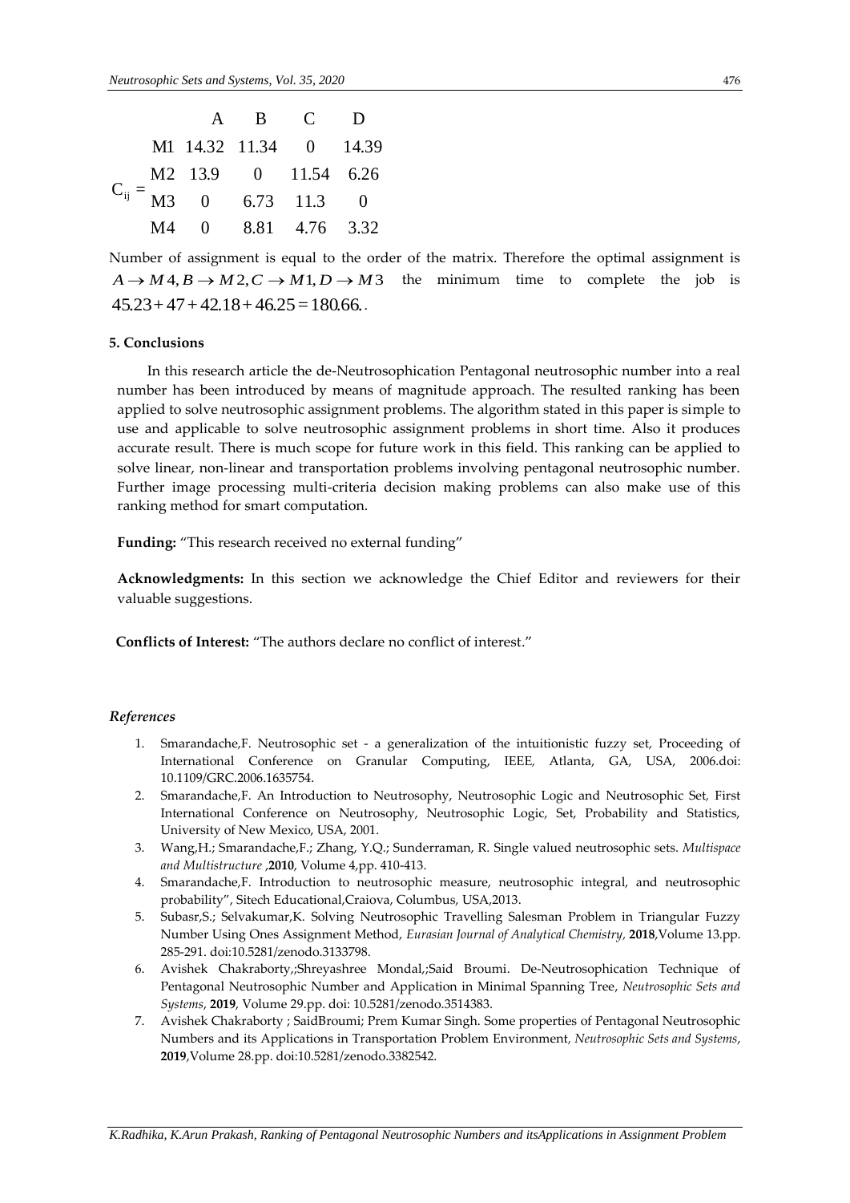$$C_{ij} = \begin{array}{c|cccc} & A & B & C & D \\ M1 & 14.32 & 11.34 & 0 & 14.39 \\ M2 & 13.9 & 0 & 11.54 & 6.26 \\ M3 & 0 & 6.73 & 11.3 & 0 \\ M4 & 0 & 8.81 & 4.76 & 3.32 \end{array}$$

Number of assignment is equal to the order of the matrix. Therefore the optimal assignment is $A \rightarrow M4, B \rightarrow M2, C \rightarrow M1, D \rightarrow M3$ the minimum time to complete the job is $45.23 + 47 + 42.18 + 46.25 = 180.66.$.

## 5. Conclusions

In this research article the de-Neutrosophication Pentagonal neutrosophic number into a real number has been introduced by means of magnitude approach. The resulted ranking has been applied to solve neutrosophic assignment problems. The algorithm stated in this paper is simple to use and applicable to solve neutrosophic assignment problems in short time. Also it produces accurate result. There is much scope for future work in this field. This ranking can be applied to solve linear, non-linear and transportation problems involving pentagonal neutrosophic number. Further image processing multi-criteria decision making problems can also make use of this ranking method for smart computation.

**Funding:** "This research received no external funding"

**Acknowledgments:** In this section we acknowledge the Chief Editor and reviewers for their valuable suggestions.

**Conflicts of Interest:** "The authors declare no conflict of interest."

### *References*

1. Smarandache,F. Neutrosophic set - a generalization of the intuitionistic fuzzy set, Proceeding of International Conference on Granular Computing, IEEE, Atlanta, GA, USA, 2006.doi: 10.1109/GRC.2006.1635754.
2. Smarandache,F. An Introduction to Neutrosophy, Neutrosophic Logic and Neutrosophic Set, First International Conference on Neutrosophy, Neutrosophic Logic, Set, Probability and Statistics, University of New Mexico, USA, 2001.
3. Wang,H.; Smarandache,F.; Zhang, Y.Q.; Sunderraman, R. Single valued neutrosophic sets. *Multispace and Multistructure* ,**2010**, Volume 4,pp. 410-413.
4. Smarandache,F. Introduction to neutrosophic measure, neutrosophic integral, and neutrosophic probability", Sitech Educational,Craiova, Columbus, USA,2013.
5. Subasr,S.; Selvakumar,K. Solving Neutrosophic Travelling Salesman Problem in Triangular Fuzzy Number Using Ones Assignment Method, *Eurasian Journal of Analytical Chemistry,* **2018**,Volume 13.pp. 285-291. doi:10.5281/zenodo.3133798.
6. Avishek Chakraborty,;Shreyashree Mondal,;Said Broumi. De-Neutrosophication Technique of Pentagonal Neutrosophic Number and Application in Minimal Spanning Tree, *Neutrosophic Sets and Systems*, **2019**, Volume 29.pp. doi: 10.5281/zenodo.3514383.
7. Avishek Chakraborty ; SaidBroumi; Prem Kumar Singh. Some properties of Pentagonal Neutrosophic Numbers and its Applications in Transportation Problem Environment, *Neutrosophic Sets and Systems*, **2019**,Volume 28.pp. doi:10.5281/zenodo.3382542.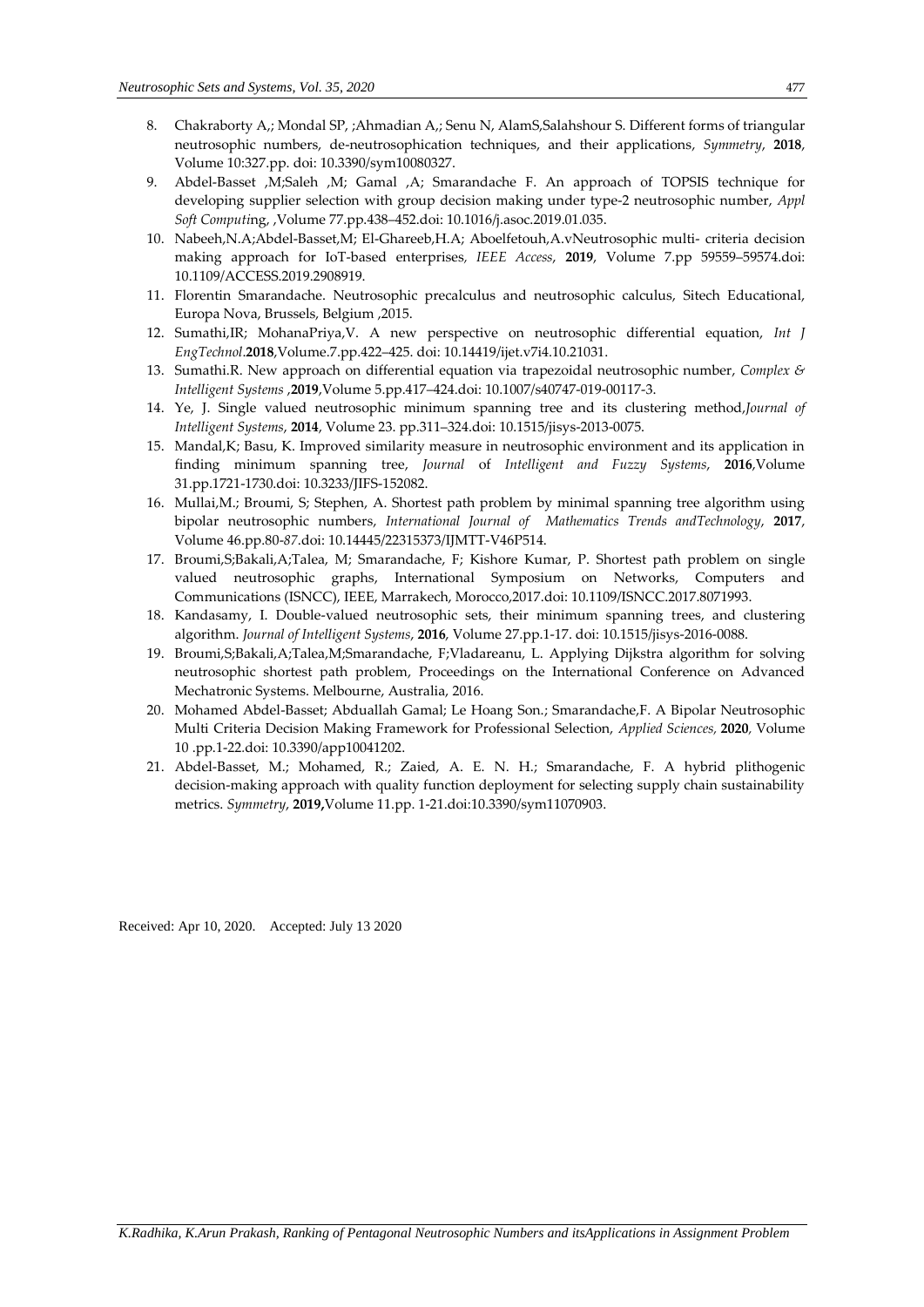8. Chakraborty A,; Mondal SP, ;Ahmadian A,; Senu N, AlamS,Salahshour S. Different forms of triangular neutrosophic numbers, de-neutrosophication techniques, and their applications, *Symmetry*, **2018**, Volume 10:327.pp. doi: 10.3390/sym10080327.
9. Abdel-Basset ,M;Saleh ,M; Gamal ,A; Smarandache F. An approach of TOPSIS technique for developing supplier selection with group decision making under type-2 neutrosophic number, *Appl Soft Computi*ng, ,Volume 77.pp.438–452.doi: 10.1016/j.asoc.2019.01.035.
10. Nabeeh,N.A;Abdel-Basset,M; El-Ghareeb,H.A; Aboelfetouh,A.vNeutrosophic multi- criteria decision making approach for IoT-based enterprises, *IEEE Access*, **2019**, Volume 7.pp 59559–59574.doi: 10.1109/ACCESS.2019.2908919.
11. Florentin Smarandache. Neutrosophic precalculus and neutrosophic calculus, Sitech Educational, Europa Nova, Brussels, Belgium ,2015.
12. Sumathi,IR; MohanaPriya,V. A new perspective on neutrosophic differential equation, *Int J EngTechnol*.**2018**,Volume.7.pp.422–425. doi: 10.14419/ijet.v7i4.10.21031.
13. Sumathi.R. New approach on differential equation via trapezoidal neutrosophic number, *Complex & Intelligent Systems* ,**2019**,Volume 5.pp.417–424.doi: 10.1007/s40747-019-00117-3.
14. Ye, J. Single valued neutrosophic minimum spanning tree and its clustering method,*Journal of Intelligent Systems*, **2014**, Volume 23. pp.311–324.doi: 10.1515/jisys-2013-0075.
15. Mandal,K; Basu, K. Improved similarity measure in neutrosophic environment and its application in finding minimum spanning tree, *Journal* of *Intelligent and Fuzzy Systems*, **2016**,Volume 31.pp.1721-1730.doi: 10.3233/JIFS-152082.
16. Mullai,M.; Broumi, S; Stephen, A. Shortest path problem by minimal spanning tree algorithm using bipolar neutrosophic numbers, *International Journal of Mathematics Trends andTechnology*, **2017**, Volume 46.pp.80-*87*.doi: 10.14445/22315373/IJMTT-V46P514.
17. Broumi,S;Bakali,A;Talea, M; Smarandache, F; Kishore Kumar, P. Shortest path problem on single valued neutrosophic graphs, International Symposium on Networks, Computers and Communications (ISNCC), IEEE, Marrakech, Morocco,2017.doi: 10.1109/ISNCC.2017.8071993.
18. Kandasamy, I. Double-valued neutrosophic sets, their minimum spanning trees, and clustering algorithm. *Journal of Intelligent Systems*, **2016**, Volume 27.pp.1-17. doi: 10.1515/jisys-2016-0088.
19. Broumi,S;Bakali,A;Talea,M;Smarandache, F;Vladareanu, L. Applying Dijkstra algorithm for solving neutrosophic shortest path problem, Proceedings on the International Conference on Advanced Mechatronic Systems. Melbourne, Australia, 2016.
20. Mohamed Abdel-Basset; Abduallah Gamal; Le Hoang Son.; Smarandache,F. A Bipolar Neutrosophic Multi Criteria Decision Making Framework for Professional Selection, *Applied Sciences,* **2020**, Volume 10 .pp.1-22.doi: 10.3390/app10041202.
21. Abdel-Basset, M.; Mohamed, R.; Zaied, A. E. N. H.; Smarandache, F. A hybrid plithogenic decision-making approach with quality function deployment for selecting supply chain sustainability metrics. *Symmetry*, **2019,**Volume 11.pp. 1-21.doi:10.3390/sym11070903.

Received: Apr 10, 2020. Accepted: July 13 2020